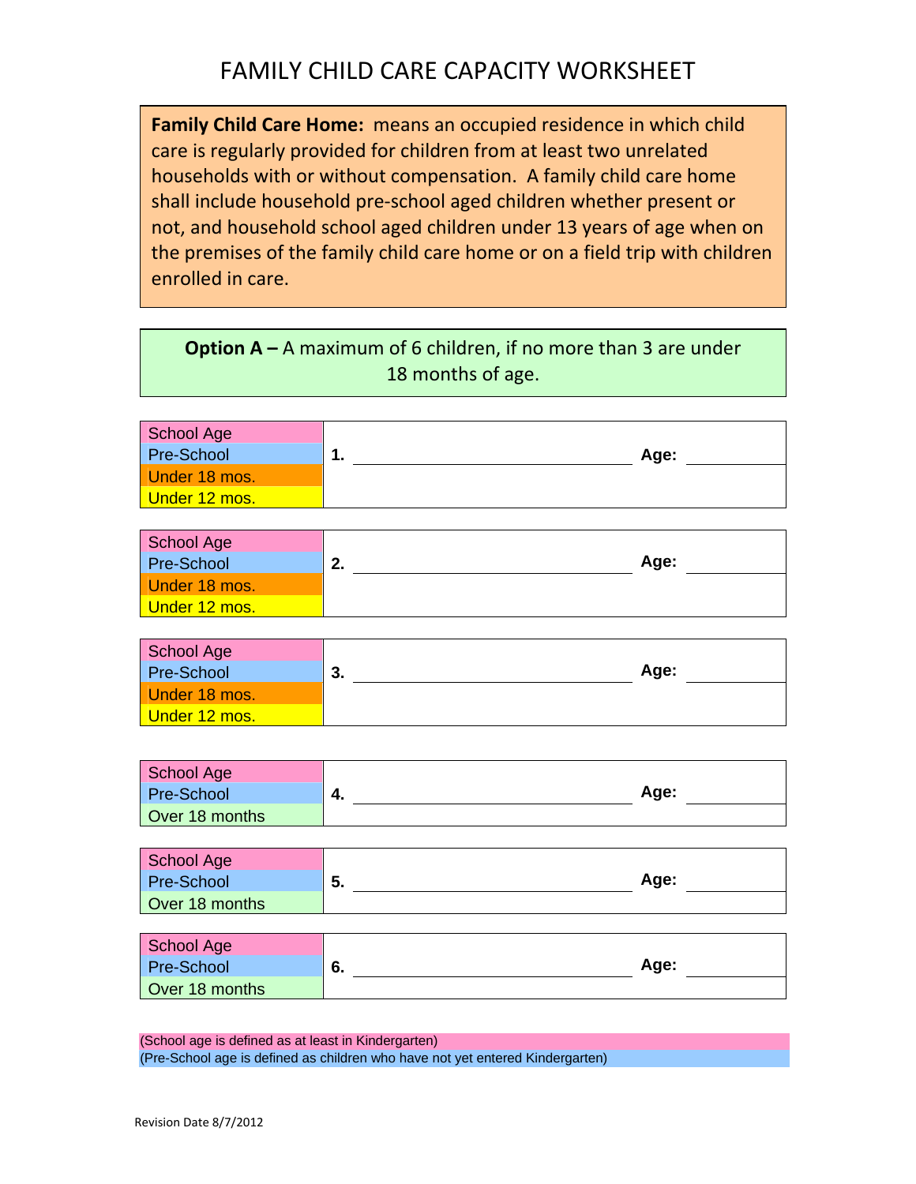# FAMILY CHILD CARE CAPACITY WORKSHEET

**Family Child Care Home:** means an occupied residence in which child care is regularly provided for children from at least two unrelated households with or without compensation. A family child care home shall include household pre-school aged children whether present or not, and household school aged children under 13 years of age when on the premises of the family child care home or on a field trip with children enrolled in care.

**Option A –** A maximum of 6 children, if no more than 3 are under 18 months of age.

| | | |
|---|---|---|
| School Age<br>Pre-School<br>Under 18 mos.<br>Under 12 mos. | **1.** ______________________ | **Age:** ________ |
| School Age<br>Pre-School<br>Under 18 mos.<br>Under 12 mos. | **2.** ______________________ | **Age:** ________ |
| School Age<br>Pre-School<br>Under 18 mos.<br>Under 12 mos. | **3.** ______________________ | **Age:** ________ |
| School Age<br>Pre-School<br>Over 18 months | **4.** ______________________ | **Age:** ________ |
| School Age<br>Pre-School<br>Over 18 months | **5.** ______________________ | **Age:** ________ |
| School Age<br>Pre-School<br>Over 18 months | **6.** ______________________ | **Age:** ________ |

(School age is defined as at least in Kindergarten)
(Pre-School age is defined as children who have not yet entered Kindergarten)

Revision Date 8/7/2012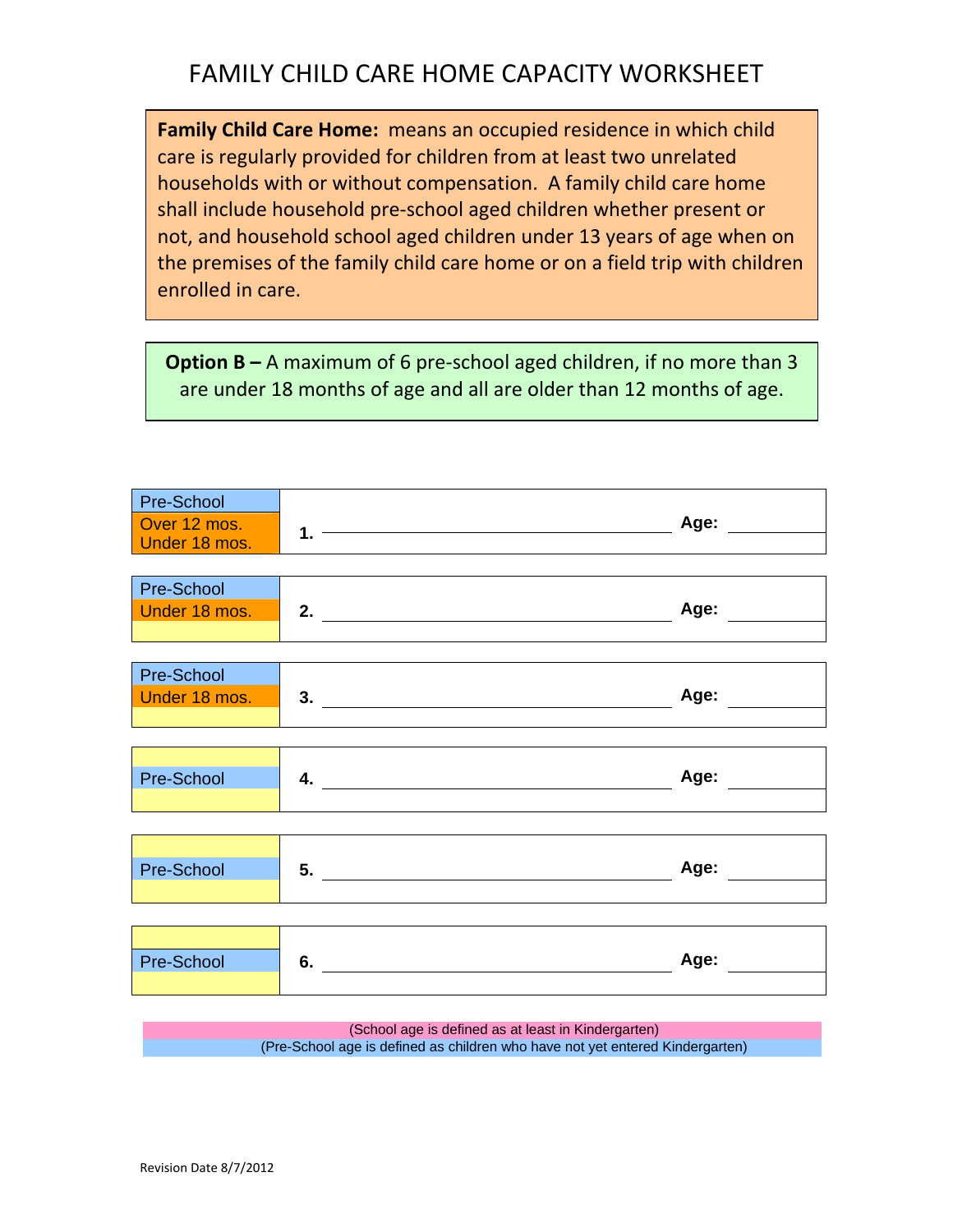# FAMILY CHILD CARE HOME CAPACITY WORKSHEET

**Family Child Care Home:** means an occupied residence in which child care is regularly provided for children from at least two unrelated households with or without compensation. A family child care home shall include household pre-school aged children whether present or not, and household school aged children under 13 years of age when on the premises of the family child care home or on a field trip with children enrolled in care.

**Option B –** A maximum of 6 pre-school aged children, if no more than 3 are under 18 months of age and all are older than 12 months of age.

| | | |
|---|---|---|
| Pre-School<br>Over 12 mos.<br>Under 18 mos. | 1. ______________________________ | Age: ________ |
| Pre-School<br>Under 18 mos. | 2. ______________________________ | Age: ________ |
| Pre-School<br>Under 18 mos. | 3. ______________________________ | Age: ________ |
| Pre-School | 4. ______________________________ | Age: ________ |
| Pre-School | 5. ______________________________ | Age: ________ |
| Pre-School | 6. ______________________________ | Age: ________ |

(School age is defined as at least in Kindergarten)
(Pre-School age is defined as children who have not yet entered Kindergarten)

Revision Date 8/7/2012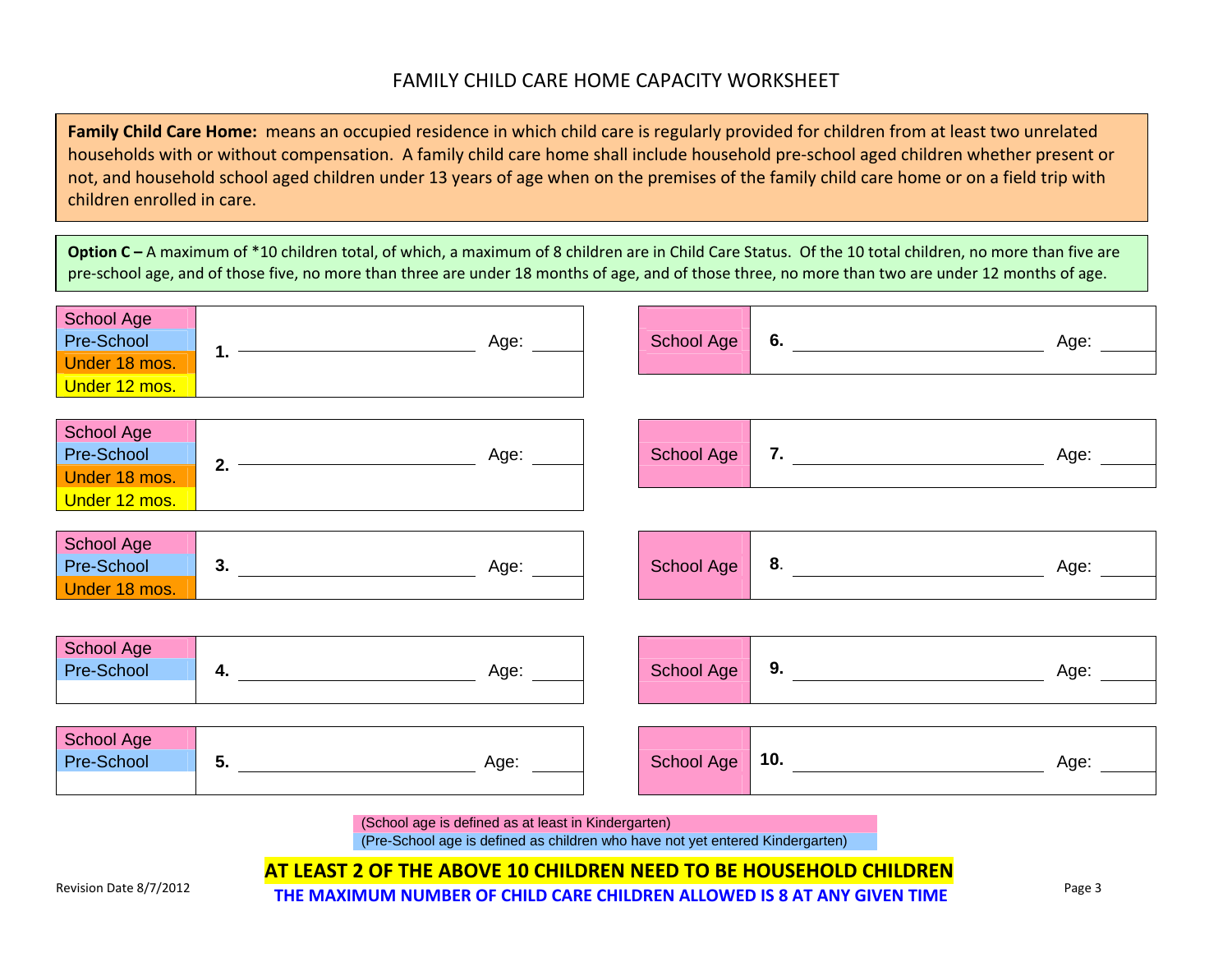# FAMILY CHILD CARE HOME CAPACITY WORKSHEET

**Family Child Care Home:** means an occupied residence in which child care is regularly provided for children from at least two unrelated households with or without compensation. A family child care home shall include household pre-school aged children whether present or not, and household school aged children under 13 years of age when on the premises of the family child care home or on a field trip with children enrolled in care.

**Option C –** A maximum of *10 children total, of which, a maximum of 8 children are in Child Care Status. Of the 10 total children, no more than five are pre-school age, and of those five, no more than three are under 18 months of age, and of those three, no more than two are under 12 months of age.

| Category | Child | Age |
|---|---|---|
| School Age / Pre-School / Under 18 mos. / Under 12 mos. | **1.** ____________________ | Age: ______ |
| School Age / Pre-School / Under 18 mos. / Under 12 mos. | **2.** ____________________ | Age: ______ |
| School Age / Pre-School / Under 18 mos. | **3.** ____________________ | Age: ______ |
| School Age / Pre-School | **4.** ____________________ | Age: ______ |
| School Age / Pre-School | **5.** ____________________ | Age: ______ |
| School Age | **6.** ____________________ | Age: ______ |
| School Age | **7.** ____________________ | Age: ______ |
| School Age | **8.** ____________________ | Age: ______ |
| School Age | **9.** ____________________ | Age: ______ |
| School Age | **10.** ____________________ | Age: ______ |

(School age is defined as at least in Kindergarten)
(Pre-School age is defined as children who have not yet entered Kindergarten)

**AT LEAST 2 OF THE ABOVE 10 CHILDREN NEED TO BE HOUSEHOLD CHILDREN**

**THE MAXIMUM NUMBER OF CHILD CARE CHILDREN ALLOWED IS 8 AT ANY GIVEN TIME**

Revision Date 8/7/2012